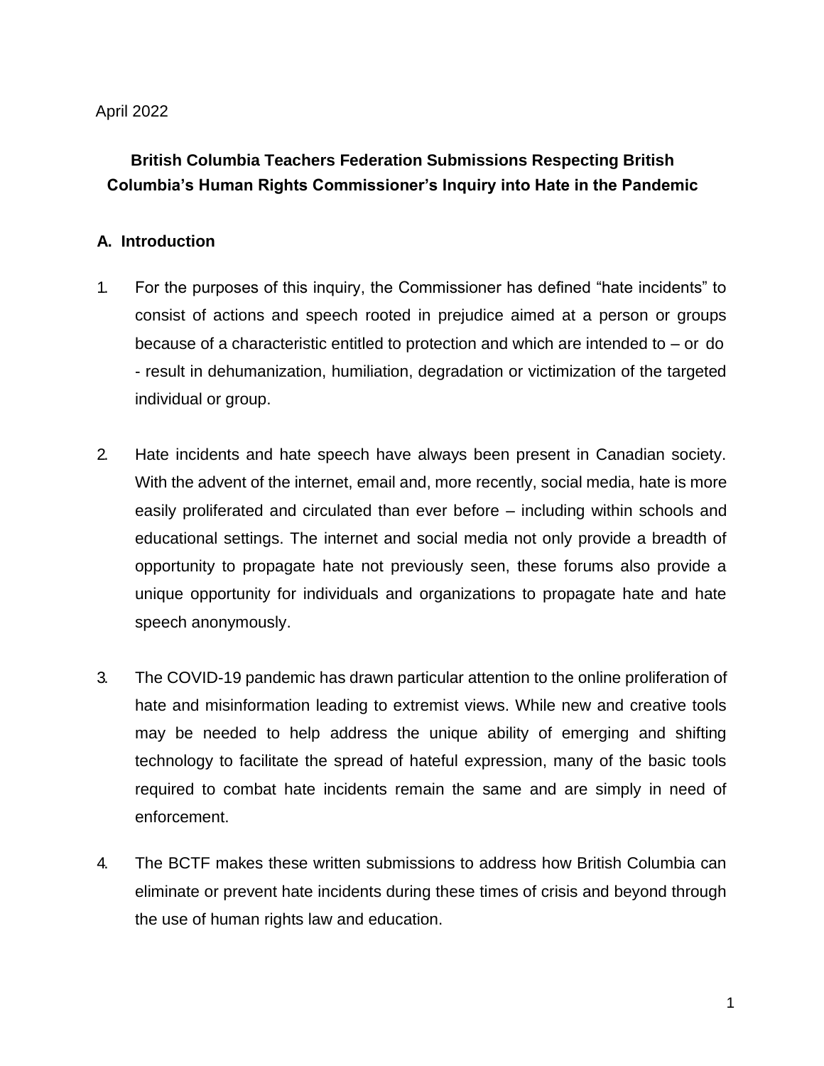April 2022

# British Columbia Teachers Federation Submissions Respecting British Columbia's Human Rights Commissioner's Inquiry into Hate in the Pandemic

## A. Introduction

1. For the purposes of this inquiry, the Commissioner has defined "hate incidents" to consist of actions and speech rooted in prejudice aimed at a person or groups because of a characteristic entitled to protection and which are intended to – or do - result in dehumanization, humiliation, degradation or victimization of the targeted individual or group.

2. Hate incidents and hate speech have always been present in Canadian society. With the advent of the internet, email and, more recently, social media, hate is more easily proliferated and circulated than ever before – including within schools and educational settings. The internet and social media not only provide a breadth of opportunity to propagate hate not previously seen, these forums also provide a unique opportunity for individuals and organizations to propagate hate and hate speech anonymously.

3. The COVID-19 pandemic has drawn particular attention to the online proliferation of hate and misinformation leading to extremist views. While new and creative tools may be needed to help address the unique ability of emerging and shifting technology to facilitate the spread of hateful expression, many of the basic tools required to combat hate incidents remain the same and are simply in need of enforcement.

4. The BCTF makes these written submissions to address how British Columbia can eliminate or prevent hate incidents during these times of crisis and beyond through the use of human rights law and education.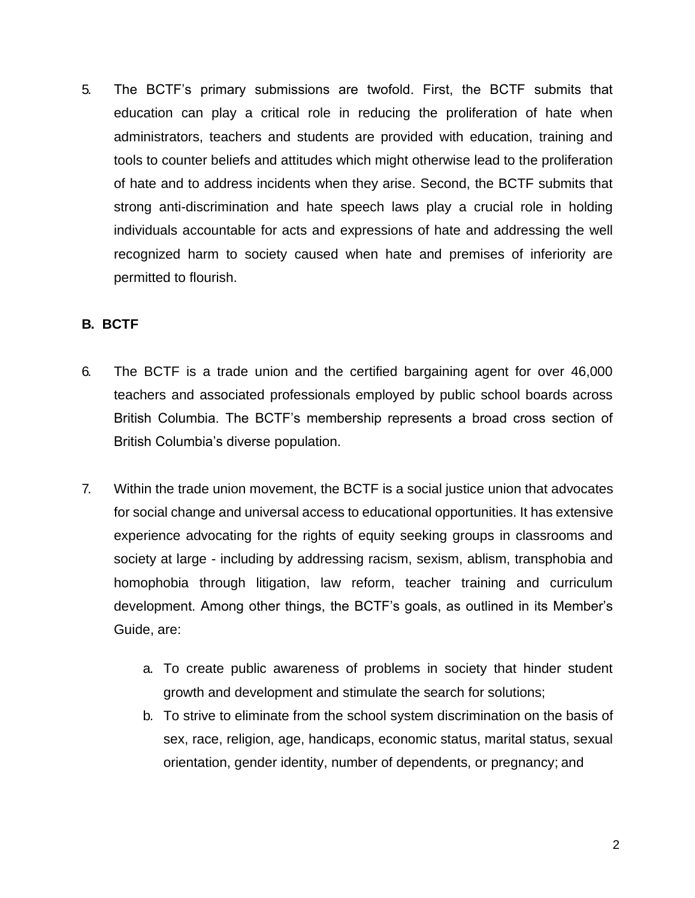5. The BCTF's primary submissions are twofold. First, the BCTF submits that education can play a critical role in reducing the proliferation of hate when administrators, teachers and students are provided with education, training and tools to counter beliefs and attitudes which might otherwise lead to the proliferation of hate and to address incidents when they arise. Second, the BCTF submits that strong anti-discrimination and hate speech laws play a crucial role in holding individuals accountable for acts and expressions of hate and addressing the well recognized harm to society caused when hate and premises of inferiority are permitted to flourish.

## B. BCTF

6. The BCTF is a trade union and the certified bargaining agent for over 46,000 teachers and associated professionals employed by public school boards across British Columbia. The BCTF's membership represents a broad cross section of British Columbia's diverse population.

7. Within the trade union movement, the BCTF is a social justice union that advocates for social change and universal access to educational opportunities. It has extensive experience advocating for the rights of equity seeking groups in classrooms and society at large - including by addressing racism, sexism, ablism, transphobia and homophobia through litigation, law reform, teacher training and curriculum development. Among other things, the BCTF's goals, as outlined in its Member's Guide, are:

   a. To create public awareness of problems in society that hinder student growth and development and stimulate the search for solutions;
   b. To strive to eliminate from the school system discrimination on the basis of sex, race, religion, age, handicaps, economic status, marital status, sexual orientation, gender identity, number of dependents, or pregnancy; and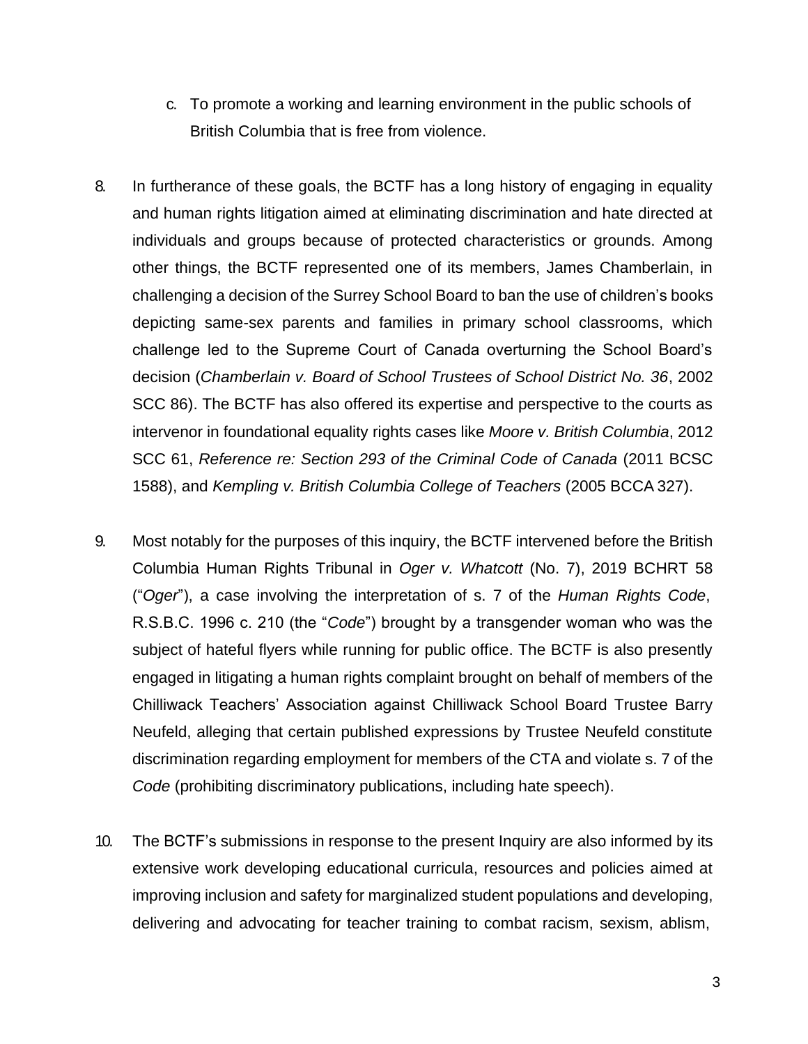c. To promote a working and learning environment in the public schools of British Columbia that is free from violence.

8. In furtherance of these goals, the BCTF has a long history of engaging in equality and human rights litigation aimed at eliminating discrimination and hate directed at individuals and groups because of protected characteristics or grounds. Among other things, the BCTF represented one of its members, James Chamberlain, in challenging a decision of the Surrey School Board to ban the use of children's books depicting same-sex parents and families in primary school classrooms, which challenge led to the Supreme Court of Canada overturning the School Board's decision (*Chamberlain v. Board of School Trustees of School District No. 36*, 2002 SCC 86). The BCTF has also offered its expertise and perspective to the courts as intervenor in foundational equality rights cases like *Moore v. British Columbia*, 2012 SCC 61, *Reference re: Section 293 of the Criminal Code of Canada* (2011 BCSC 1588), and *Kempling v. British Columbia College of Teachers* (2005 BCCA 327).

9. Most notably for the purposes of this inquiry, the BCTF intervened before the British Columbia Human Rights Tribunal in *Oger v. Whatcott* (No. 7), 2019 BCHRT 58 ("*Oger*"), a case involving the interpretation of s. 7 of the *Human Rights Code*, R.S.B.C. 1996 c. 210 (the "*Code*") brought by a transgender woman who was the subject of hateful flyers while running for public office. The BCTF is also presently engaged in litigating a human rights complaint brought on behalf of members of the Chilliwack Teachers' Association against Chilliwack School Board Trustee Barry Neufeld, alleging that certain published expressions by Trustee Neufeld constitute discrimination regarding employment for members of the CTA and violate s. 7 of the *Code* (prohibiting discriminatory publications, including hate speech).

10. The BCTF's submissions in response to the present Inquiry are also informed by its extensive work developing educational curricula, resources and policies aimed at improving inclusion and safety for marginalized student populations and developing, delivering and advocating for teacher training to combat racism, sexism, ablism,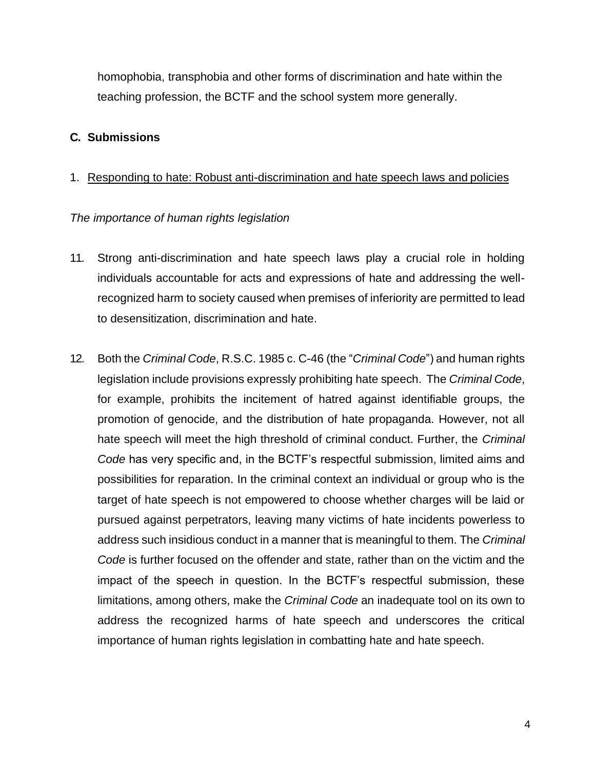homophobia, transphobia and other forms of discrimination and hate within the teaching profession, the BCTF and the school system more generally.

## C. Submissions

### 1. Responding to hate: Robust anti-discrimination and hate speech laws and policies

*The importance of human rights legislation*

11. Strong anti-discrimination and hate speech laws play a crucial role in holding individuals accountable for acts and expressions of hate and addressing the well-recognized harm to society caused when premises of inferiority are permitted to lead to desensitization, discrimination and hate.

12. Both the *Criminal Code*, R.S.C. 1985 c. C-46 (the "*Criminal Code*") and human rights legislation include provisions expressly prohibiting hate speech. The *Criminal Code*, for example, prohibits the incitement of hatred against identifiable groups, the promotion of genocide, and the distribution of hate propaganda. However, not all hate speech will meet the high threshold of criminal conduct. Further, the *Criminal Code* has very specific and, in the BCTF's respectful submission, limited aims and possibilities for reparation. In the criminal context an individual or group who is the target of hate speech is not empowered to choose whether charges will be laid or pursued against perpetrators, leaving many victims of hate incidents powerless to address such insidious conduct in a manner that is meaningful to them. The *Criminal Code* is further focused on the offender and state, rather than on the victim and the impact of the speech in question. In the BCTF's respectful submission, these limitations, among others, make the *Criminal Code* an inadequate tool on its own to address the recognized harms of hate speech and underscores the critical importance of human rights legislation in combatting hate and hate speech.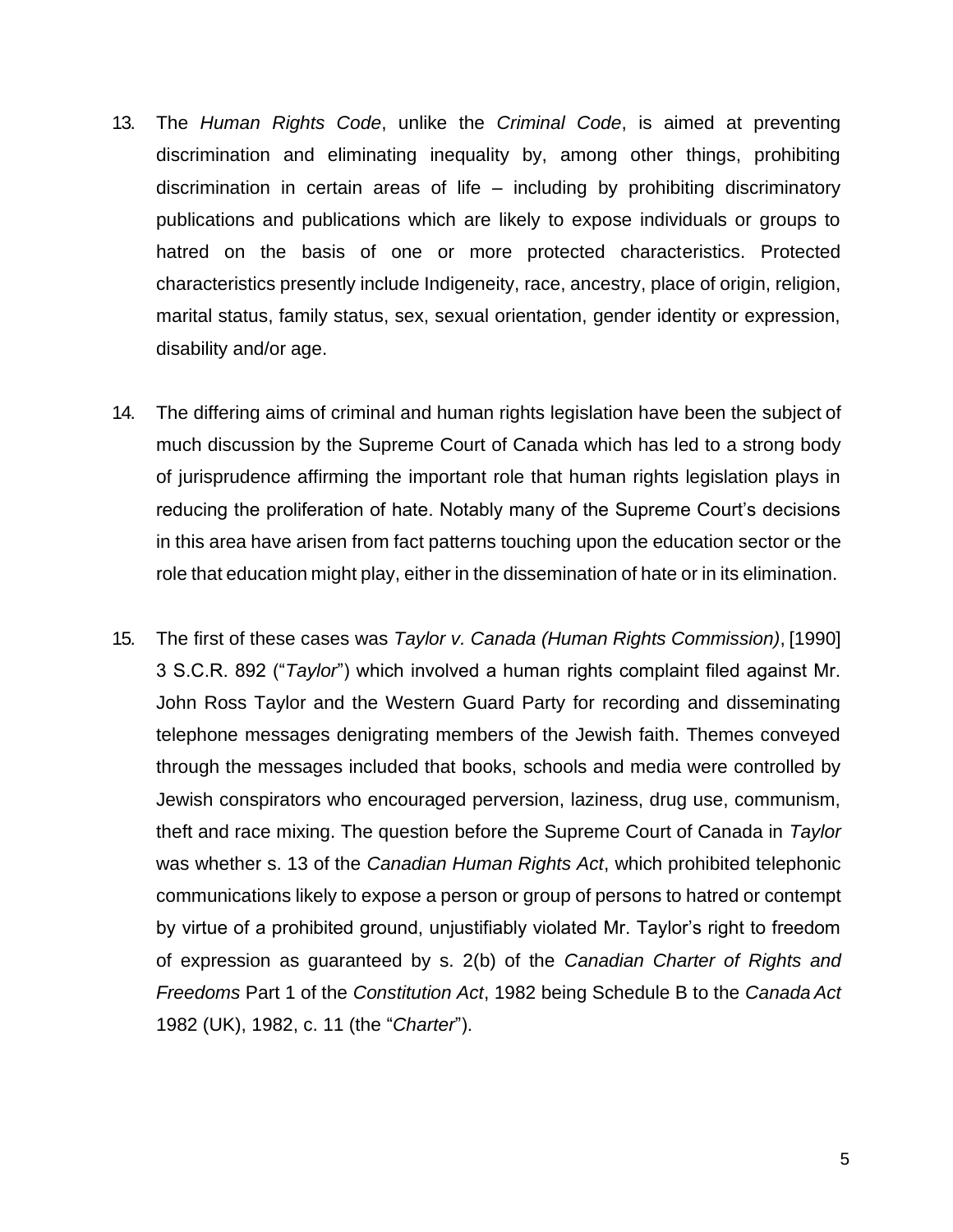13. The *Human Rights Code*, unlike the *Criminal Code*, is aimed at preventing discrimination and eliminating inequality by, among other things, prohibiting discrimination in certain areas of life – including by prohibiting discriminatory publications and publications which are likely to expose individuals or groups to hatred on the basis of one or more protected characteristics. Protected characteristics presently include Indigeneity, race, ancestry, place of origin, religion, marital status, family status, sex, sexual orientation, gender identity or expression, disability and/or age.

14. The differing aims of criminal and human rights legislation have been the subject of much discussion by the Supreme Court of Canada which has led to a strong body of jurisprudence affirming the important role that human rights legislation plays in reducing the proliferation of hate. Notably many of the Supreme Court's decisions in this area have arisen from fact patterns touching upon the education sector or the role that education might play, either in the dissemination of hate or in its elimination.

15. The first of these cases was *Taylor v. Canada (Human Rights Commission)*, [1990] 3 S.C.R. 892 ("*Taylor*") which involved a human rights complaint filed against Mr. John Ross Taylor and the Western Guard Party for recording and disseminating telephone messages denigrating members of the Jewish faith. Themes conveyed through the messages included that books, schools and media were controlled by Jewish conspirators who encouraged perversion, laziness, drug use, communism, theft and race mixing. The question before the Supreme Court of Canada in *Taylor* was whether s. 13 of the *Canadian Human Rights Act*, which prohibited telephonic communications likely to expose a person or group of persons to hatred or contempt by virtue of a prohibited ground, unjustifiably violated Mr. Taylor's right to freedom of expression as guaranteed by s. 2(b) of the *Canadian Charter of Rights and Freedoms* Part 1 of the *Constitution Act*, 1982 being Schedule B to the *Canada Act* 1982 (UK), 1982, c. 11 (the "*Charter*").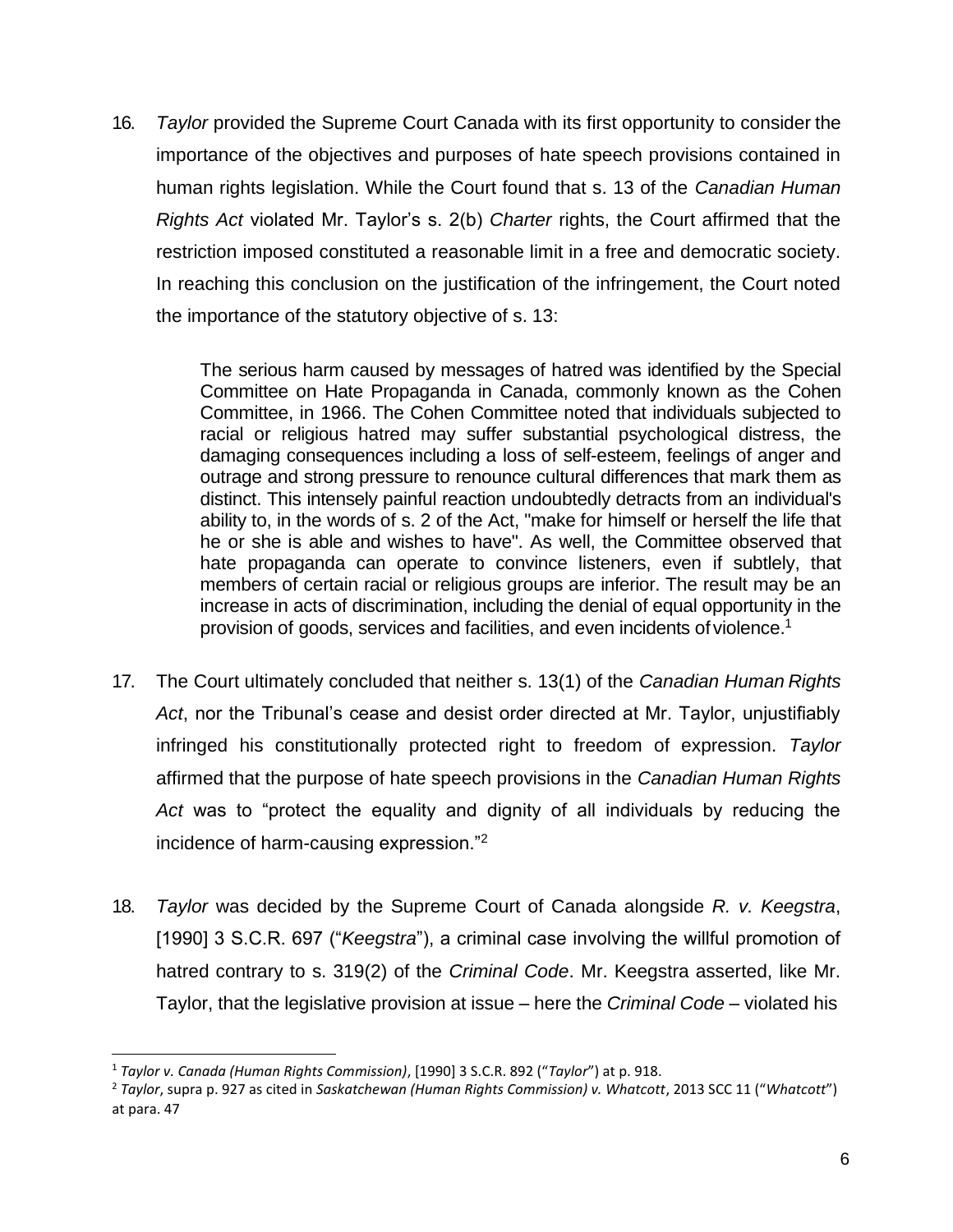16. *Taylor* provided the Supreme Court Canada with its first opportunity to consider the importance of the objectives and purposes of hate speech provisions contained in human rights legislation. While the Court found that s. 13 of the *Canadian Human Rights Act* violated Mr. Taylor's s. 2(b) *Charter* rights, the Court affirmed that the restriction imposed constituted a reasonable limit in a free and democratic society. In reaching this conclusion on the justification of the infringement, the Court noted the importance of the statutory objective of s. 13:

> The serious harm caused by messages of hatred was identified by the Special Committee on Hate Propaganda in Canada, commonly known as the Cohen Committee, in 1966. The Cohen Committee noted that individuals subjected to racial or religious hatred may suffer substantial psychological distress, the damaging consequences including a loss of self-esteem, feelings of anger and outrage and strong pressure to renounce cultural differences that mark them as distinct. This intensely painful reaction undoubtedly detracts from an individual's ability to, in the words of s. 2 of the Act, "make for himself or herself the life that he or she is able and wishes to have". As well, the Committee observed that hate propaganda can operate to convince listeners, even if subtlely, that members of certain racial or religious groups are inferior. The result may be an increase in acts of discrimination, including the denial of equal opportunity in the provision of goods, services and facilities, and even incidents of violence.[1]

17. The Court ultimately concluded that neither s. 13(1) of the *Canadian Human Rights Act*, nor the Tribunal's cease and desist order directed at Mr. Taylor, unjustifiably infringed his constitutionally protected right to freedom of expression. *Taylor* affirmed that the purpose of hate speech provisions in the *Canadian Human Rights Act* was to "protect the equality and dignity of all individuals by reducing the incidence of harm-causing expression."[2]

18. *Taylor* was decided by the Supreme Court of Canada alongside *R. v. Keegstra*, [1990] 3 S.C.R. 697 ("*Keegstra*"), a criminal case involving the willful promotion of hatred contrary to s. 319(2) of the *Criminal Code*. Mr. Keegstra asserted, like Mr. Taylor, that the legislative provision at issue – here the *Criminal Code* – violated his

---

[1] *Taylor v. Canada (Human Rights Commission)*, [1990] 3 S.C.R. 892 ("*Taylor*") at p. 918.

[2] *Taylor*, supra p. 927 as cited in *Saskatchewan (Human Rights Commission) v. Whatcott*, 2013 SCC 11 ("*Whatcott*") at para. 47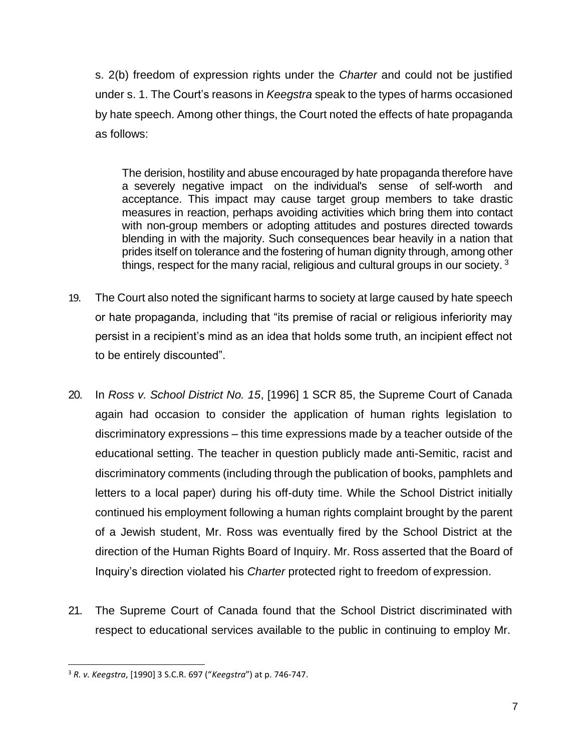s. 2(b) freedom of expression rights under the *Charter* and could not be justified under s. 1. The Court's reasons in *Keegstra* speak to the types of harms occasioned by hate speech. Among other things, the Court noted the effects of hate propaganda as follows:

> The derision, hostility and abuse encouraged by hate propaganda therefore have a severely negative impact on the individual's sense of self-worth and acceptance. This impact may cause target group members to take drastic measures in reaction, perhaps avoiding activities which bring them into contact with non-group members or adopting attitudes and postures directed towards blending in with the majority. Such consequences bear heavily in a nation that prides itself on tolerance and the fostering of human dignity through, among other things, respect for the many racial, religious and cultural groups in our society. [3]

19. The Court also noted the significant harms to society at large caused by hate speech or hate propaganda, including that "its premise of racial or religious inferiority may persist in a recipient's mind as an idea that holds some truth, an incipient effect not to be entirely discounted".

20. In *Ross v. School District No. 15*, [1996] 1 SCR 85, the Supreme Court of Canada again had occasion to consider the application of human rights legislation to discriminatory expressions – this time expressions made by a teacher outside of the educational setting. The teacher in question publicly made anti-Semitic, racist and discriminatory comments (including through the publication of books, pamphlets and letters to a local paper) during his off-duty time. While the School District initially continued his employment following a human rights complaint brought by the parent of a Jewish student, Mr. Ross was eventually fired by the School District at the direction of the Human Rights Board of Inquiry. Mr. Ross asserted that the Board of Inquiry's direction violated his *Charter* protected right to freedom of expression.

21. The Supreme Court of Canada found that the School District discriminated with respect to educational services available to the public in continuing to employ Mr.

---

[3] *R. v. Keegstra*, [1990] 3 S.C.R. 697 ("*Keegstra*") at p. 746-747.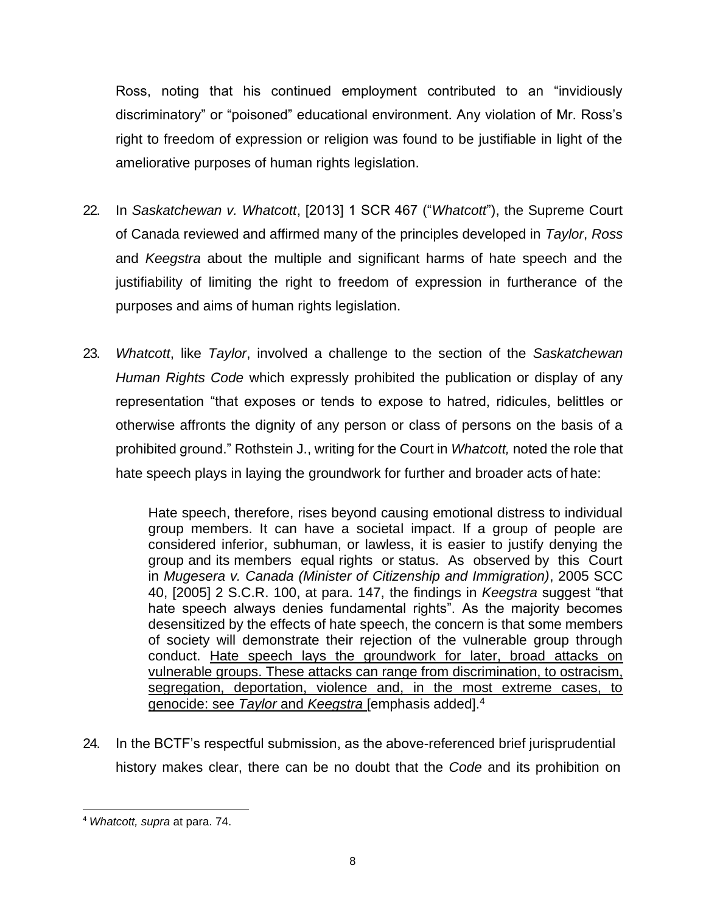Ross, noting that his continued employment contributed to an "invidiously discriminatory" or "poisoned" educational environment. Any violation of Mr. Ross's right to freedom of expression or religion was found to be justifiable in light of the ameliorative purposes of human rights legislation.

22. In *Saskatchewan v. Whatcott*, [2013] 1 SCR 467 ("*Whatcott*"), the Supreme Court of Canada reviewed and affirmed many of the principles developed in *Taylor*, *Ross* and *Keegstra* about the multiple and significant harms of hate speech and the justifiability of limiting the right to freedom of expression in furtherance of the purposes and aims of human rights legislation.

23. *Whatcott*, like *Taylor*, involved a challenge to the section of the *Saskatchewan Human Rights Code* which expressly prohibited the publication or display of any representation "that exposes or tends to expose to hatred, ridicules, belittles or otherwise affronts the dignity of any person or class of persons on the basis of a prohibited ground." Rothstein J., writing for the Court in *Whatcott,* noted the role that hate speech plays in laying the groundwork for further and broader acts of hate:

> Hate speech, therefore, rises beyond causing emotional distress to individual group members. It can have a societal impact. If a group of people are considered inferior, subhuman, or lawless, it is easier to justify denying the group and its members equal rights or status. As observed by this Court in *Mugesera v. Canada (Minister of Citizenship and Immigration)*, 2005 SCC 40, [2005] 2 S.C.R. 100, at para. 147, the findings in *Keegstra* suggest "that hate speech always denies fundamental rights". As the majority becomes desensitized by the effects of hate speech, the concern is that some members of society will demonstrate their rejection of the vulnerable group through conduct. <u>Hate speech lays the groundwork for later, broad attacks on vulnerable groups. These attacks can range from discrimination, to ostracism, segregation, deportation, violence and, in the most extreme cases, to genocide: see *Taylor* and *Keegstra*</u> [emphasis added].[4]

24. In the BCTF's respectful submission, as the above-referenced brief jurisprudential history makes clear, there can be no doubt that the *Code* and its prohibition on

---

[4] *Whatcott, supra* at para. 74.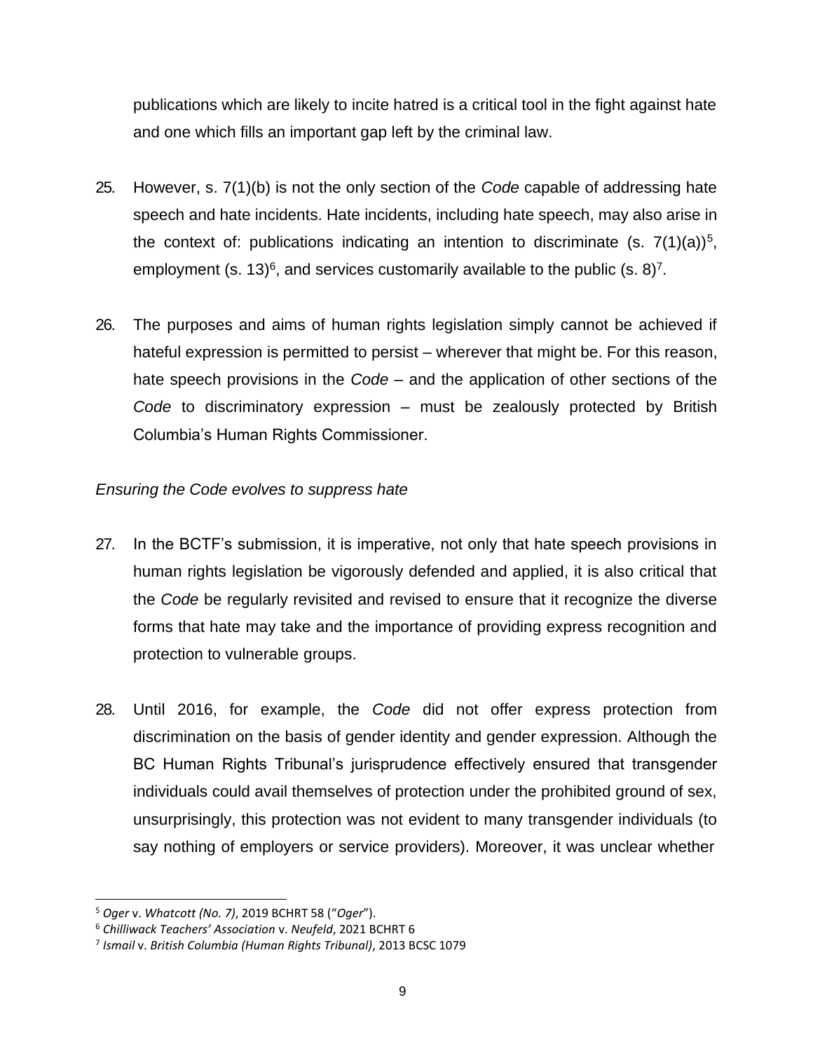publications which are likely to incite hatred is a critical tool in the fight against hate and one which fills an important gap left by the criminal law.

25. However, s. 7(1)(b) is not the only section of the *Code* capable of addressing hate speech and hate incidents. Hate incidents, including hate speech, may also arise in the context of: publications indicating an intention to discriminate (s. 7(1)(a))[5], employment (s. 13)[6], and services customarily available to the public (s. 8)[7].

26. The purposes and aims of human rights legislation simply cannot be achieved if hateful expression is permitted to persist – wherever that might be. For this reason, hate speech provisions in the *Code* – and the application of other sections of the *Code* to discriminatory expression – must be zealously protected by British Columbia's Human Rights Commissioner.

*Ensuring the Code evolves to suppress hate*

27. In the BCTF's submission, it is imperative, not only that hate speech provisions in human rights legislation be vigorously defended and applied, it is also critical that the *Code* be regularly revisited and revised to ensure that it recognize the diverse forms that hate may take and the importance of providing express recognition and protection to vulnerable groups.

28. Until 2016, for example, the *Code* did not offer express protection from discrimination on the basis of gender identity and gender expression. Although the BC Human Rights Tribunal's jurisprudence effectively ensured that transgender individuals could avail themselves of protection under the prohibited ground of sex, unsurprisingly, this protection was not evident to many transgender individuals (to say nothing of employers or service providers). Moreover, it was unclear whether

---

[5] *Oger* v. *Whatcott (No. 7)*, 2019 BCHRT 58 ("*Oger*").

[6] *Chilliwack Teachers' Association* v. *Neufeld*, 2021 BCHRT 6

[7] *Ismail* v. *British Columbia (Human Rights Tribunal)*, 2013 BCSC 1079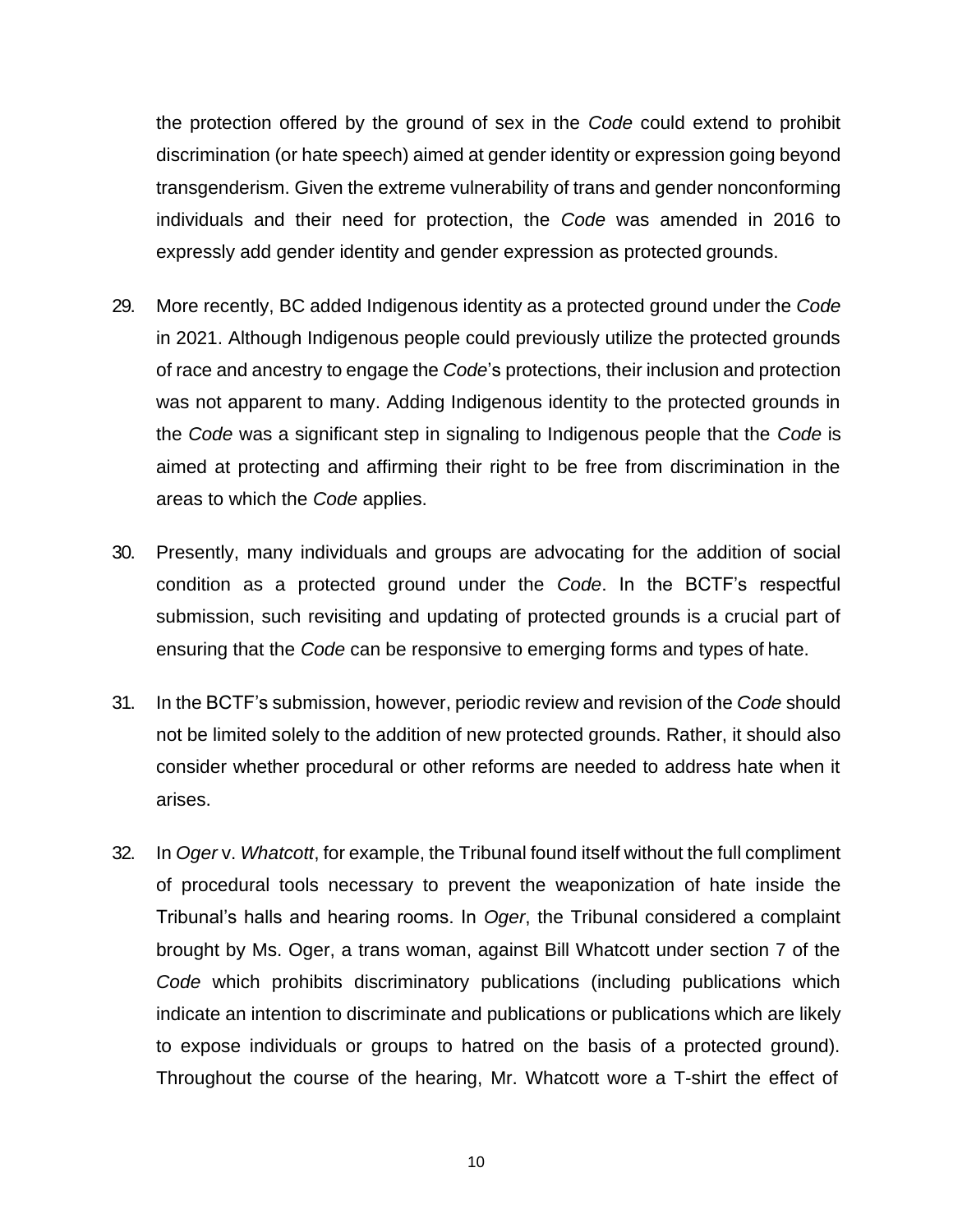the protection offered by the ground of sex in the *Code* could extend to prohibit discrimination (or hate speech) aimed at gender identity or expression going beyond transgenderism. Given the extreme vulnerability of trans and gender nonconforming individuals and their need for protection, the *Code* was amended in 2016 to expressly add gender identity and gender expression as protected grounds.

29. More recently, BC added Indigenous identity as a protected ground under the *Code* in 2021. Although Indigenous people could previously utilize the protected grounds of race and ancestry to engage the *Code*'s protections, their inclusion and protection was not apparent to many. Adding Indigenous identity to the protected grounds in the *Code* was a significant step in signaling to Indigenous people that the *Code* is aimed at protecting and affirming their right to be free from discrimination in the areas to which the *Code* applies.

30. Presently, many individuals and groups are advocating for the addition of social condition as a protected ground under the *Code*. In the BCTF's respectful submission, such revisiting and updating of protected grounds is a crucial part of ensuring that the *Code* can be responsive to emerging forms and types of hate.

31. In the BCTF's submission, however, periodic review and revision of the *Code* should not be limited solely to the addition of new protected grounds. Rather, it should also consider whether procedural or other reforms are needed to address hate when it arises.

32. In *Oger* v. *Whatcott*, for example, the Tribunal found itself without the full compliment of procedural tools necessary to prevent the weaponization of hate inside the Tribunal's halls and hearing rooms. In *Oger*, the Tribunal considered a complaint brought by Ms. Oger, a trans woman, against Bill Whatcott under section 7 of the *Code* which prohibits discriminatory publications (including publications which indicate an intention to discriminate and publications or publications which are likely to expose individuals or groups to hatred on the basis of a protected ground). Throughout the course of the hearing, Mr. Whatcott wore a T-shirt the effect of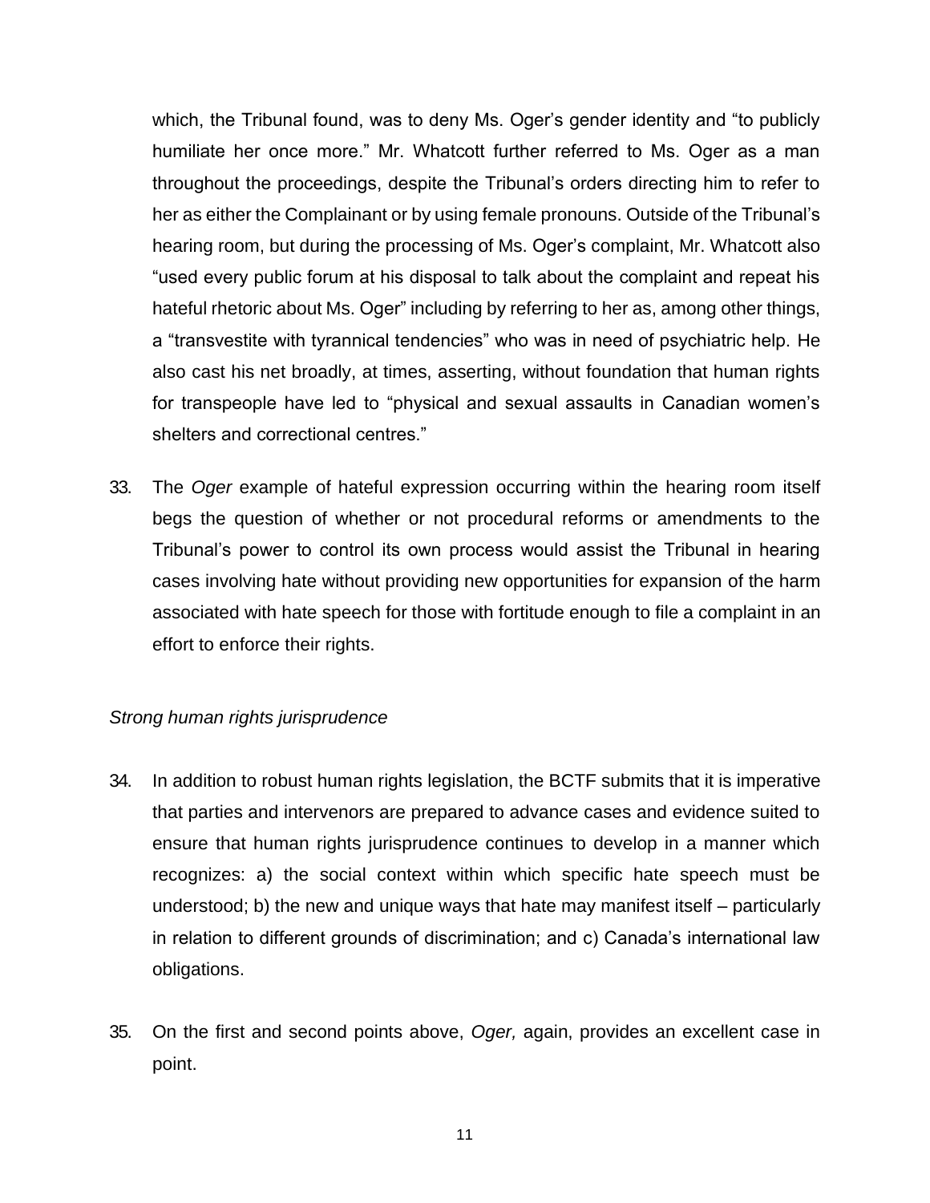which, the Tribunal found, was to deny Ms. Oger's gender identity and "to publicly humiliate her once more." Mr. Whatcott further referred to Ms. Oger as a man throughout the proceedings, despite the Tribunal's orders directing him to refer to her as either the Complainant or by using female pronouns. Outside of the Tribunal's hearing room, but during the processing of Ms. Oger's complaint, Mr. Whatcott also "used every public forum at his disposal to talk about the complaint and repeat his hateful rhetoric about Ms. Oger" including by referring to her as, among other things, a "transvestite with tyrannical tendencies" who was in need of psychiatric help. He also cast his net broadly, at times, asserting, without foundation that human rights for transpeople have led to "physical and sexual assaults in Canadian women's shelters and correctional centres."

33. The *Oger* example of hateful expression occurring within the hearing room itself begs the question of whether or not procedural reforms or amendments to the Tribunal's power to control its own process would assist the Tribunal in hearing cases involving hate without providing new opportunities for expansion of the harm associated with hate speech for those with fortitude enough to file a complaint in an effort to enforce their rights.

*Strong human rights jurisprudence*

34. In addition to robust human rights legislation, the BCTF submits that it is imperative that parties and intervenors are prepared to advance cases and evidence suited to ensure that human rights jurisprudence continues to develop in a manner which recognizes: a) the social context within which specific hate speech must be understood; b) the new and unique ways that hate may manifest itself – particularly in relation to different grounds of discrimination; and c) Canada's international law obligations.

35. On the first and second points above, *Oger,* again, provides an excellent case in point.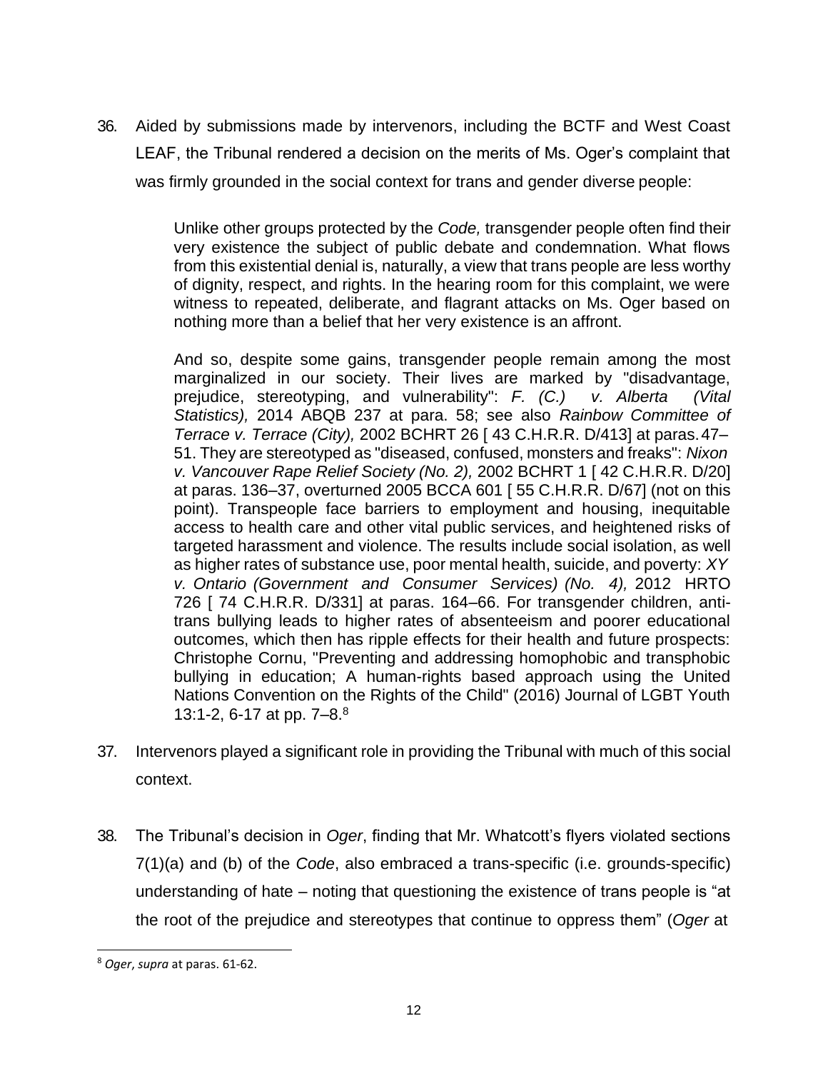36. Aided by submissions made by intervenors, including the BCTF and West Coast LEAF, the Tribunal rendered a decision on the merits of Ms. Oger's complaint that was firmly grounded in the social context for trans and gender diverse people:

> Unlike other groups protected by the *Code,* transgender people often find their very existence the subject of public debate and condemnation. What flows from this existential denial is, naturally, a view that trans people are less worthy of dignity, respect, and rights. In the hearing room for this complaint, we were witness to repeated, deliberate, and flagrant attacks on Ms. Oger based on nothing more than a belief that her very existence is an affront.
>
> And so, despite some gains, transgender people remain among the most marginalized in our society. Their lives are marked by "disadvantage, prejudice, stereotyping, and vulnerability": *F. (C.) v. Alberta (Vital Statistics),* 2014 ABQB 237 at para. 58; see also *Rainbow Committee of Terrace v. Terrace (City),* 2002 BCHRT 26 [ 43 C.H.R.R. D/413] at paras. 47–51. They are stereotyped as "diseased, confused, monsters and freaks": *Nixon v. Vancouver Rape Relief Society (No. 2),* 2002 BCHRT 1 [ 42 C.H.R.R. D/20] at paras. 136–37, overturned 2005 BCCA 601 [ 55 C.H.R.R. D/67] (not on this point). Transpeople face barriers to employment and housing, inequitable access to health care and other vital public services, and heightened risks of targeted harassment and violence. The results include social isolation, as well as higher rates of substance use, poor mental health, suicide, and poverty: *XY v. Ontario (Government and Consumer Services) (No. 4),* 2012 HRTO 726 [ 74 C.H.R.R. D/331] at paras. 164–66. For transgender children, anti-trans bullying leads to higher rates of absenteeism and poorer educational outcomes, which then has ripple effects for their health and future prospects: Christophe Cornu, "Preventing and addressing homophobic and transphobic bullying in education; A human-rights based approach using the United Nations Convention on the Rights of the Child" (2016) Journal of LGBT Youth 13:1-2, 6-17 at pp. 7–8.[8]

37. Intervenors played a significant role in providing the Tribunal with much of this social context.

38. The Tribunal's decision in *Oger*, finding that Mr. Whatcott's flyers violated sections 7(1)(a) and (b) of the *Code*, also embraced a trans-specific (i.e. grounds-specific) understanding of hate – noting that questioning the existence of trans people is "at the root of the prejudice and stereotypes that continue to oppress them" (*Oger* at

---

[8] *Oger, supra* at paras. 61-62.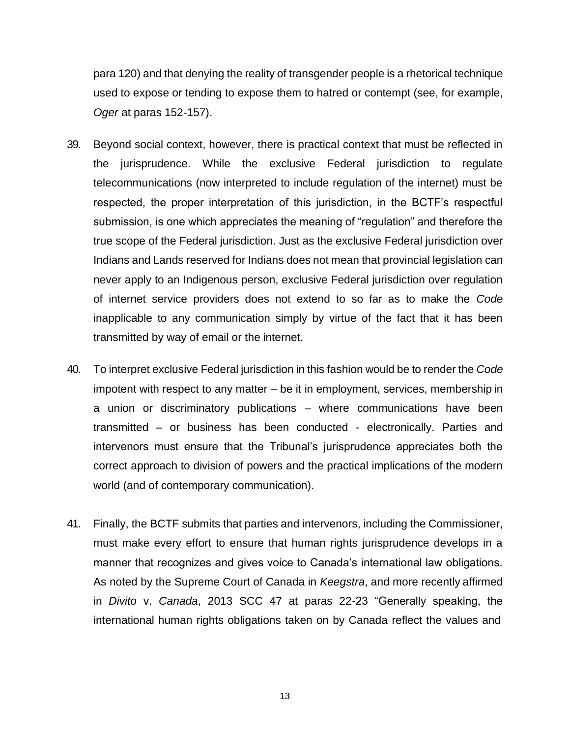para 120) and that denying the reality of transgender people is a rhetorical technique used to expose or tending to expose them to hatred or contempt (see, for example, *Oger* at paras 152-157).

39. Beyond social context, however, there is practical context that must be reflected in the jurisprudence. While the exclusive Federal jurisdiction to regulate telecommunications (now interpreted to include regulation of the internet) must be respected, the proper interpretation of this jurisdiction, in the BCTF's respectful submission, is one which appreciates the meaning of "regulation" and therefore the true scope of the Federal jurisdiction. Just as the exclusive Federal jurisdiction over Indians and Lands reserved for Indians does not mean that provincial legislation can never apply to an Indigenous person, exclusive Federal jurisdiction over regulation of internet service providers does not extend to so far as to make the *Code* inapplicable to any communication simply by virtue of the fact that it has been transmitted by way of email or the internet.

40. To interpret exclusive Federal jurisdiction in this fashion would be to render the *Code* impotent with respect to any matter – be it in employment, services, membership in a union or discriminatory publications – where communications have been transmitted – or business has been conducted - electronically. Parties and intervenors must ensure that the Tribunal's jurisprudence appreciates both the correct approach to division of powers and the practical implications of the modern world (and of contemporary communication).

41. Finally, the BCTF submits that parties and intervenors, including the Commissioner, must make every effort to ensure that human rights jurisprudence develops in a manner that recognizes and gives voice to Canada's international law obligations. As noted by the Supreme Court of Canada in *Keegstra*, and more recently affirmed in *Divito* v. *Canada*, 2013 SCC 47 at paras 22-23 "Generally speaking, the international human rights obligations taken on by Canada reflect the values and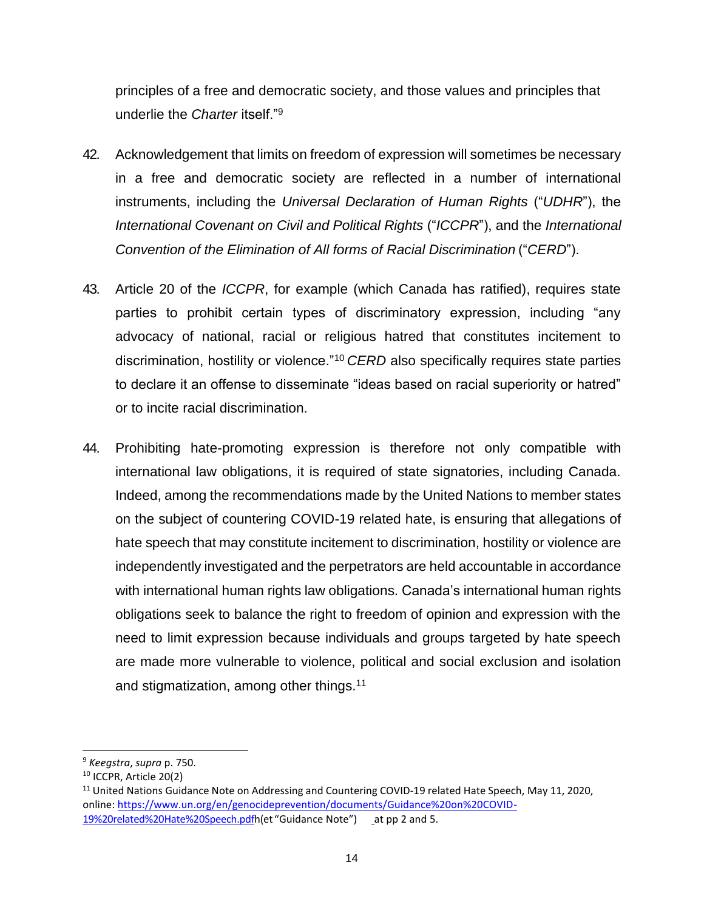principles of a free and democratic society, and those values and principles that underlie the *Charter* itself."[9]

42. Acknowledgement that limits on freedom of expression will sometimes be necessary in a free and democratic society are reflected in a number of international instruments, including the *Universal Declaration of Human Rights* ("*UDHR*"), the *International Covenant on Civil and Political Rights* ("*ICCPR*"), and the *International Convention of the Elimination of All forms of Racial Discrimination* ("*CERD*").

43. Article 20 of the *ICCPR*, for example (which Canada has ratified), requires state parties to prohibit certain types of discriminatory expression, including "any advocacy of national, racial or religious hatred that constitutes incitement to discrimination, hostility or violence."[10] *CERD* also specifically requires state parties to declare it an offense to disseminate "ideas based on racial superiority or hatred" or to incite racial discrimination.

44. Prohibiting hate-promoting expression is therefore not only compatible with international law obligations, it is required of state signatories, including Canada. Indeed, among the recommendations made by the United Nations to member states on the subject of countering COVID-19 related hate, is ensuring that allegations of hate speech that may constitute incitement to discrimination, hostility or violence are independently investigated and the perpetrators are held accountable in accordance with international human rights law obligations. Canada's international human rights obligations seek to balance the right to freedom of opinion and expression with the need to limit expression because individuals and groups targeted by hate speech are made more vulnerable to violence, political and social exclusion and isolation and stigmatization, among other things.[11]

---

[9] *Keegstra*, *supra* p. 750.

[10] ICCPR, Article 20(2)

[11] United Nations Guidance Note on Addressing and Countering COVID-19 related Hate Speech, May 11, 2020, online: https://www.un.org/en/genocideprevention/documents/Guidance%20on%20COVID-19%20related%20Hate%20Speech.pdfh(et "Guidance Note") at pp 2 and 5.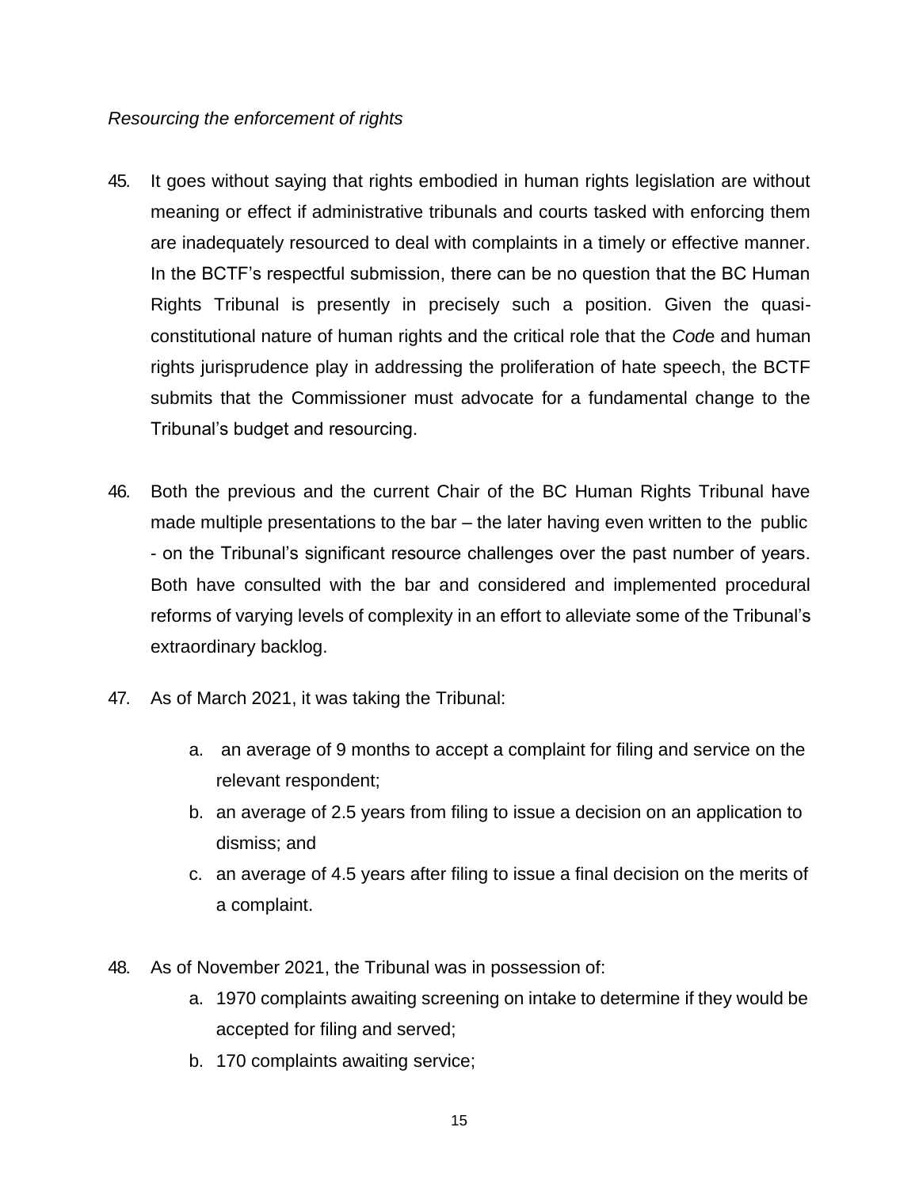*Resourcing the enforcement of rights*

45. It goes without saying that rights embodied in human rights legislation are without meaning or effect if administrative tribunals and courts tasked with enforcing them are inadequately resourced to deal with complaints in a timely or effective manner. In the BCTF's respectful submission, there can be no question that the BC Human Rights Tribunal is presently in precisely such a position. Given the quasi-constitutional nature of human rights and the critical role that the *Code* and human rights jurisprudence play in addressing the proliferation of hate speech, the BCTF submits that the Commissioner must advocate for a fundamental change to the Tribunal's budget and resourcing.

46. Both the previous and the current Chair of the BC Human Rights Tribunal have made multiple presentations to the bar – the later having even written to the public - on the Tribunal's significant resource challenges over the past number of years. Both have consulted with the bar and considered and implemented procedural reforms of varying levels of complexity in an effort to alleviate some of the Tribunal's extraordinary backlog.

47. As of March 2021, it was taking the Tribunal:

    a. an average of 9 months to accept a complaint for filing and service on the relevant respondent;
    b. an average of 2.5 years from filing to issue a decision on an application to dismiss; and
    c. an average of 4.5 years after filing to issue a final decision on the merits of a complaint.

48. As of November 2021, the Tribunal was in possession of:
    a. 1970 complaints awaiting screening on intake to determine if they would be accepted for filing and served;
    b. 170 complaints awaiting service;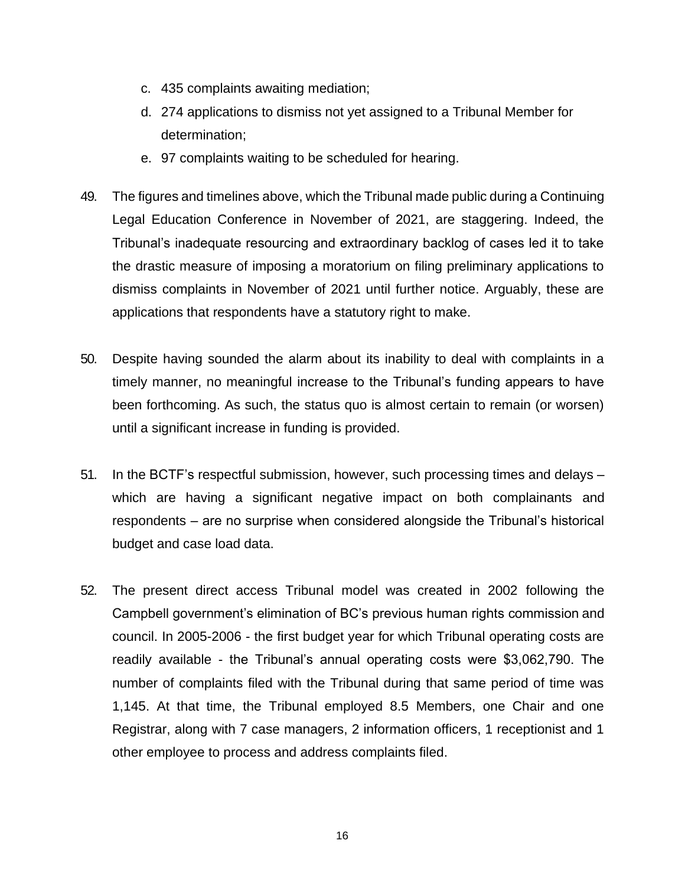c. 435 complaints awaiting mediation;

d. 274 applications to dismiss not yet assigned to a Tribunal Member for determination;

e. 97 complaints waiting to be scheduled for hearing.

49. The figures and timelines above, which the Tribunal made public during a Continuing Legal Education Conference in November of 2021, are staggering. Indeed, the Tribunal's inadequate resourcing and extraordinary backlog of cases led it to take the drastic measure of imposing a moratorium on filing preliminary applications to dismiss complaints in November of 2021 until further notice. Arguably, these are applications that respondents have a statutory right to make.

50. Despite having sounded the alarm about its inability to deal with complaints in a timely manner, no meaningful increase to the Tribunal's funding appears to have been forthcoming. As such, the status quo is almost certain to remain (or worsen) until a significant increase in funding is provided.

51. In the BCTF's respectful submission, however, such processing times and delays – which are having a significant negative impact on both complainants and respondents – are no surprise when considered alongside the Tribunal's historical budget and case load data.

52. The present direct access Tribunal model was created in 2002 following the Campbell government's elimination of BC's previous human rights commission and council. In 2005-2006 - the first budget year for which Tribunal operating costs are readily available - the Tribunal's annual operating costs were $3,062,790. The number of complaints filed with the Tribunal during that same period of time was 1,145. At that time, the Tribunal employed 8.5 Members, one Chair and one Registrar, along with 7 case managers, 2 information officers, 1 receptionist and 1 other employee to process and address complaints filed.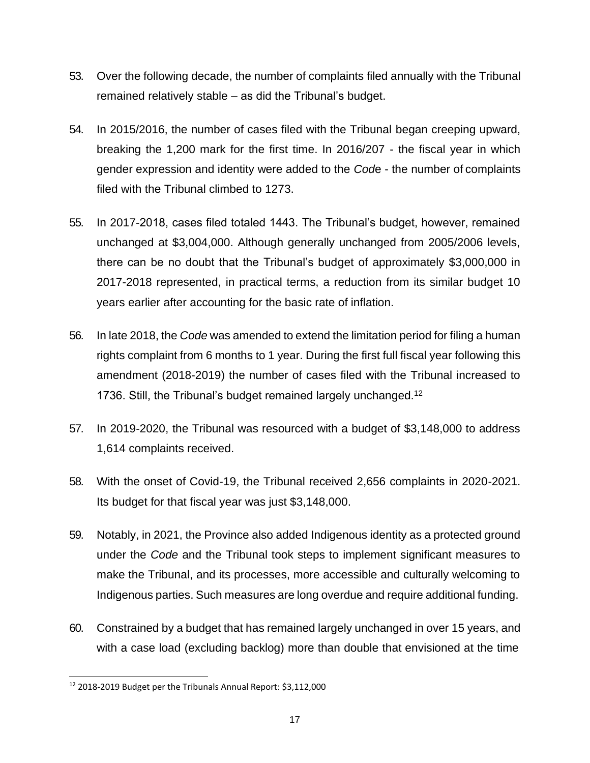53. Over the following decade, the number of complaints filed annually with the Tribunal remained relatively stable – as did the Tribunal's budget.

54. In 2015/2016, the number of cases filed with the Tribunal began creeping upward, breaking the 1,200 mark for the first time. In 2016/207 - the fiscal year in which gender expression and identity were added to the *Code* - the number of complaints filed with the Tribunal climbed to 1273.

55. In 2017-2018, cases filed totaled 1443. The Tribunal's budget, however, remained unchanged at $3,004,000. Although generally unchanged from 2005/2006 levels, there can be no doubt that the Tribunal's budget of approximately $3,000,000 in 2017-2018 represented, in practical terms, a reduction from its similar budget 10 years earlier after accounting for the basic rate of inflation.

56. In late 2018, the *Code* was amended to extend the limitation period for filing a human rights complaint from 6 months to 1 year. During the first full fiscal year following this amendment (2018-2019) the number of cases filed with the Tribunal increased to 1736. Still, the Tribunal's budget remained largely unchanged.[12]

57. In 2019-2020, the Tribunal was resourced with a budget of $3,148,000 to address 1,614 complaints received.

58. With the onset of Covid-19, the Tribunal received 2,656 complaints in 2020-2021. Its budget for that fiscal year was just $3,148,000.

59. Notably, in 2021, the Province also added Indigenous identity as a protected ground under the *Code* and the Tribunal took steps to implement significant measures to make the Tribunal, and its processes, more accessible and culturally welcoming to Indigenous parties. Such measures are long overdue and require additional funding.

60. Constrained by a budget that has remained largely unchanged in over 15 years, and with a case load (excluding backlog) more than double that envisioned at the time

---

[12] 2018-2019 Budget per the Tribunals Annual Report: $3,112,000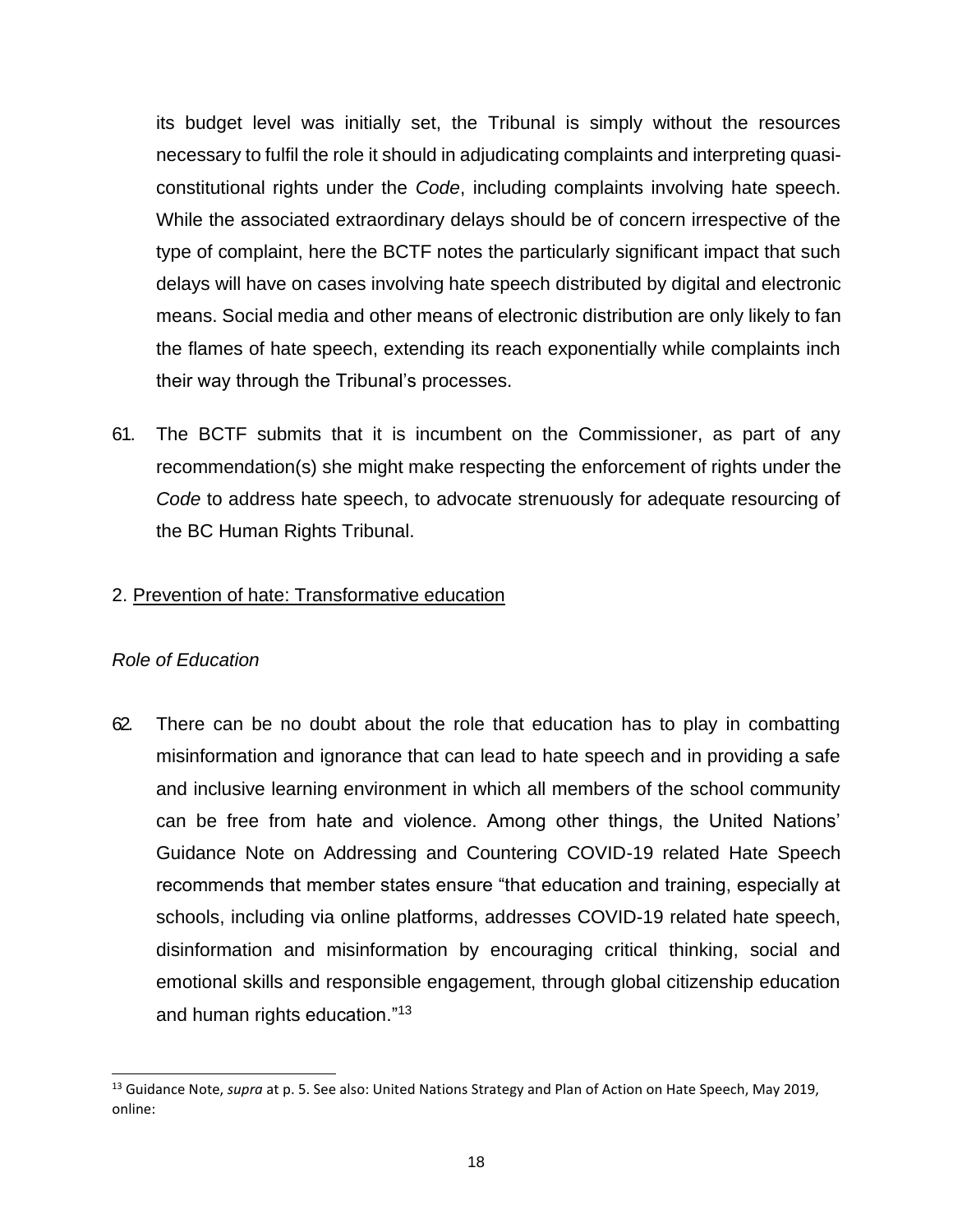its budget level was initially set, the Tribunal is simply without the resources necessary to fulfil the role it should in adjudicating complaints and interpreting quasi-constitutional rights under the *Code*, including complaints involving hate speech. While the associated extraordinary delays should be of concern irrespective of the type of complaint, here the BCTF notes the particularly significant impact that such delays will have on cases involving hate speech distributed by digital and electronic means. Social media and other means of electronic distribution are only likely to fan the flames of hate speech, extending its reach exponentially while complaints inch their way through the Tribunal's processes.

61. The BCTF submits that it is incumbent on the Commissioner, as part of any recommendation(s) she might make respecting the enforcement of rights under the *Code* to address hate speech, to advocate strenuously for adequate resourcing of the BC Human Rights Tribunal.

## 2. Prevention of hate: Transformative education

### *Role of Education*

62. There can be no doubt about the role that education has to play in combatting misinformation and ignorance that can lead to hate speech and in providing a safe and inclusive learning environment in which all members of the school community can be free from hate and violence. Among other things, the United Nations' Guidance Note on Addressing and Countering COVID-19 related Hate Speech recommends that member states ensure "that education and training, especially at schools, including via online platforms, addresses COVID-19 related hate speech, disinformation and misinformation by encouraging critical thinking, social and emotional skills and responsible engagement, through global citizenship education and human rights education."[13]

---

[13] Guidance Note, *supra* at p. 5. See also: United Nations Strategy and Plan of Action on Hate Speech, May 2019, online: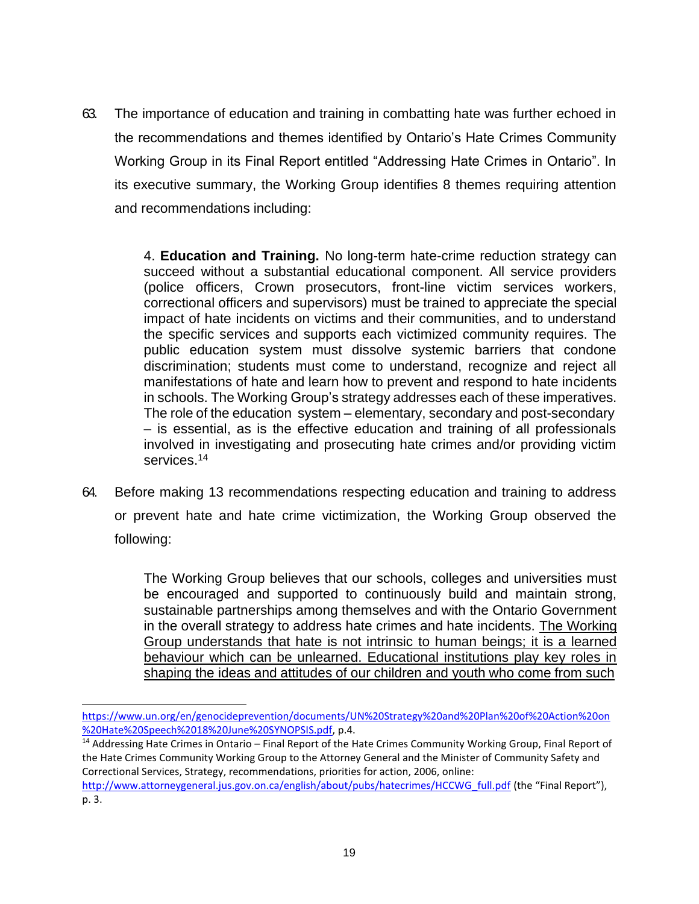63. The importance of education and training in combatting hate was further echoed in the recommendations and themes identified by Ontario's Hate Crimes Community Working Group in its Final Report entitled "Addressing Hate Crimes in Ontario". In its executive summary, the Working Group identifies 8 themes requiring attention and recommendations including:

> 4. **Education and Training.** No long-term hate-crime reduction strategy can succeed without a substantial educational component. All service providers (police officers, Crown prosecutors, front-line victim services workers, correctional officers and supervisors) must be trained to appreciate the special impact of hate incidents on victims and their communities, and to understand the specific services and supports each victimized community requires. The public education system must dissolve systemic barriers that condone discrimination; students must come to understand, recognize and reject all manifestations of hate and learn how to prevent and respond to hate incidents in schools. The Working Group's strategy addresses each of these imperatives. The role of the education system – elementary, secondary and post-secondary – is essential, as is the effective education and training of all professionals involved in investigating and prosecuting hate crimes and/or providing victim services.[14]

64. Before making 13 recommendations respecting education and training to address or prevent hate and hate crime victimization, the Working Group observed the following:

> The Working Group believes that our schools, colleges and universities must be encouraged and supported to continuously build and maintain strong, sustainable partnerships among themselves and with the Ontario Government in the overall strategy to address hate crimes and hate incidents. <u>The Working Group understands that hate is not intrinsic to human beings; it is a learned behaviour which can be unlearned. Educational institutions play key roles in shaping the ideas and attitudes of our children and youth who come from such</u>

---

https://www.un.org/en/genocideprevention/documents/UN%20Strategy%20and%20Plan%20of%20Action%20on%20Hate%20Speech%2018%20June%20SYNOPSIS.pdf, p.4.

[14] Addressing Hate Crimes in Ontario – Final Report of the Hate Crimes Community Working Group, Final Report of the Hate Crimes Community Working Group to the Attorney General and the Minister of Community Safety and Correctional Services, Strategy, recommendations, priorities for action, 2006, online: http://www.attorneygeneral.jus.gov.on.ca/english/about/pubs/hatecrimes/HCCWG_full.pdf (the "Final Report"), p. 3.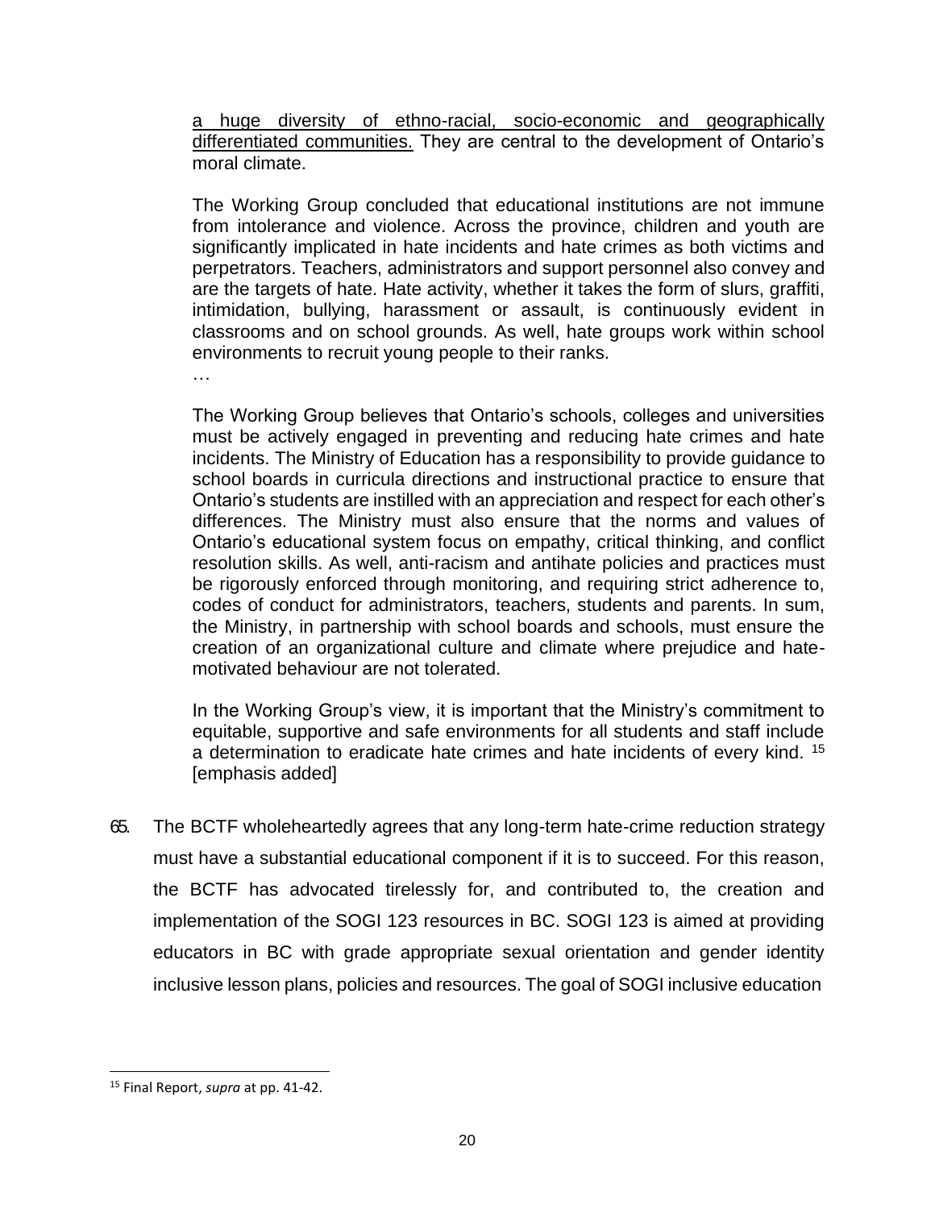> <u>a huge diversity of ethno-racial, socio-economic and geographically differentiated communities.</u> They are central to the development of Ontario's moral climate.
>
> The Working Group concluded that educational institutions are not immune from intolerance and violence. Across the province, children and youth are significantly implicated in hate incidents and hate crimes as both victims and perpetrators. Teachers, administrators and support personnel also convey and are the targets of hate. Hate activity, whether it takes the form of slurs, graffiti, intimidation, bullying, harassment or assault, is continuously evident in classrooms and on school grounds. As well, hate groups work within school environments to recruit young people to their ranks.
>
> …
>
> The Working Group believes that Ontario's schools, colleges and universities must be actively engaged in preventing and reducing hate crimes and hate incidents. The Ministry of Education has a responsibility to provide guidance to school boards in curricula directions and instructional practice to ensure that Ontario's students are instilled with an appreciation and respect for each other's differences. The Ministry must also ensure that the norms and values of Ontario's educational system focus on empathy, critical thinking, and conflict resolution skills. As well, anti-racism and antihate policies and practices must be rigorously enforced through monitoring, and requiring strict adherence to, codes of conduct for administrators, teachers, students and parents. In sum, the Ministry, in partnership with school boards and schools, must ensure the creation of an organizational culture and climate where prejudice and hate-motivated behaviour are not tolerated.
>
> In the Working Group's view, it is important that the Ministry's commitment to equitable, supportive and safe environments for all students and staff include a determination to eradicate hate crimes and hate incidents of every kind. [15] [emphasis added]

65. The BCTF wholeheartedly agrees that any long-term hate-crime reduction strategy must have a substantial educational component if it is to succeed. For this reason, the BCTF has advocated tirelessly for, and contributed to, the creation and implementation of the SOGI 123 resources in BC. SOGI 123 is aimed at providing educators in BC with grade appropriate sexual orientation and gender identity inclusive lesson plans, policies and resources. The goal of SOGI inclusive education

[15] Final Report, *supra* at pp. 41-42.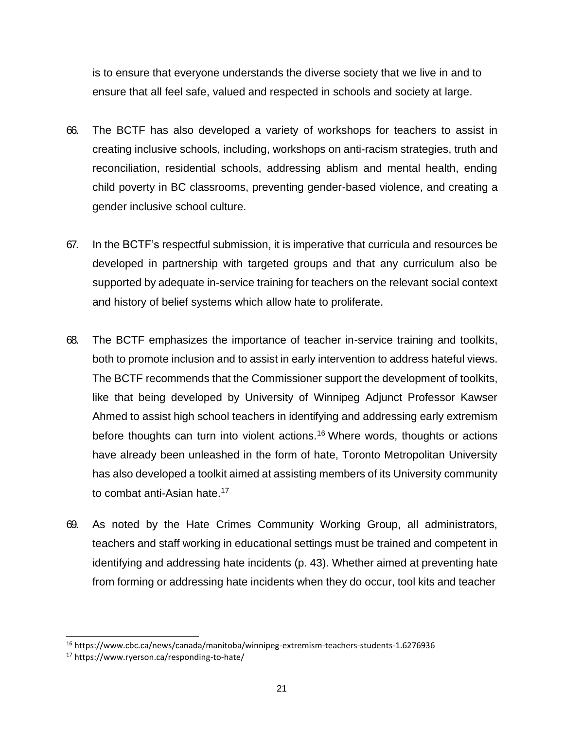is to ensure that everyone understands the diverse society that we live in and to ensure that all feel safe, valued and respected in schools and society at large.

66. The BCTF has also developed a variety of workshops for teachers to assist in creating inclusive schools, including, workshops on anti-racism strategies, truth and reconciliation, residential schools, addressing ablism and mental health, ending child poverty in BC classrooms, preventing gender-based violence, and creating a gender inclusive school culture.

67. In the BCTF's respectful submission, it is imperative that curricula and resources be developed in partnership with targeted groups and that any curriculum also be supported by adequate in-service training for teachers on the relevant social context and history of belief systems which allow hate to proliferate.

68. The BCTF emphasizes the importance of teacher in-service training and toolkits, both to promote inclusion and to assist in early intervention to address hateful views. The BCTF recommends that the Commissioner support the development of toolkits, like that being developed by University of Winnipeg Adjunct Professor Kawser Ahmed to assist high school teachers in identifying and addressing early extremism before thoughts can turn into violent actions.[16] Where words, thoughts or actions have already been unleashed in the form of hate, Toronto Metropolitan University has also developed a toolkit aimed at assisting members of its University community to combat anti-Asian hate.[17]

69. As noted by the Hate Crimes Community Working Group, all administrators, teachers and staff working in educational settings must be trained and competent in identifying and addressing hate incidents (p. 43). Whether aimed at preventing hate from forming or addressing hate incidents when they do occur, tool kits and teacher

---

[16] https://www.cbc.ca/news/canada/manitoba/winnipeg-extremism-teachers-students-1.6276936

[17] https://www.ryerson.ca/responding-to-hate/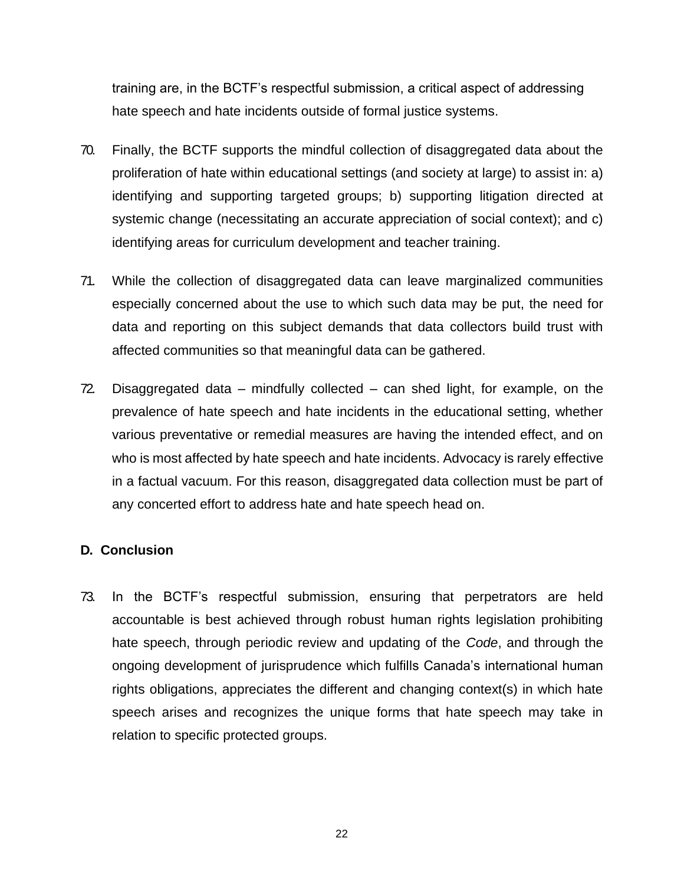training are, in the BCTF's respectful submission, a critical aspect of addressing hate speech and hate incidents outside of formal justice systems.

70. Finally, the BCTF supports the mindful collection of disaggregated data about the proliferation of hate within educational settings (and society at large) to assist in: a) identifying and supporting targeted groups; b) supporting litigation directed at systemic change (necessitating an accurate appreciation of social context); and c) identifying areas for curriculum development and teacher training.

71. While the collection of disaggregated data can leave marginalized communities especially concerned about the use to which such data may be put, the need for data and reporting on this subject demands that data collectors build trust with affected communities so that meaningful data can be gathered.

72. Disaggregated data – mindfully collected – can shed light, for example, on the prevalence of hate speech and hate incidents in the educational setting, whether various preventative or remedial measures are having the intended effect, and on who is most affected by hate speech and hate incidents. Advocacy is rarely effective in a factual vacuum. For this reason, disaggregated data collection must be part of any concerted effort to address hate and hate speech head on.

## D. Conclusion

73. In the BCTF's respectful submission, ensuring that perpetrators are held accountable is best achieved through robust human rights legislation prohibiting hate speech, through periodic review and updating of the *Code*, and through the ongoing development of jurisprudence which fulfills Canada's international human rights obligations, appreciates the different and changing context(s) in which hate speech arises and recognizes the unique forms that hate speech may take in relation to specific protected groups.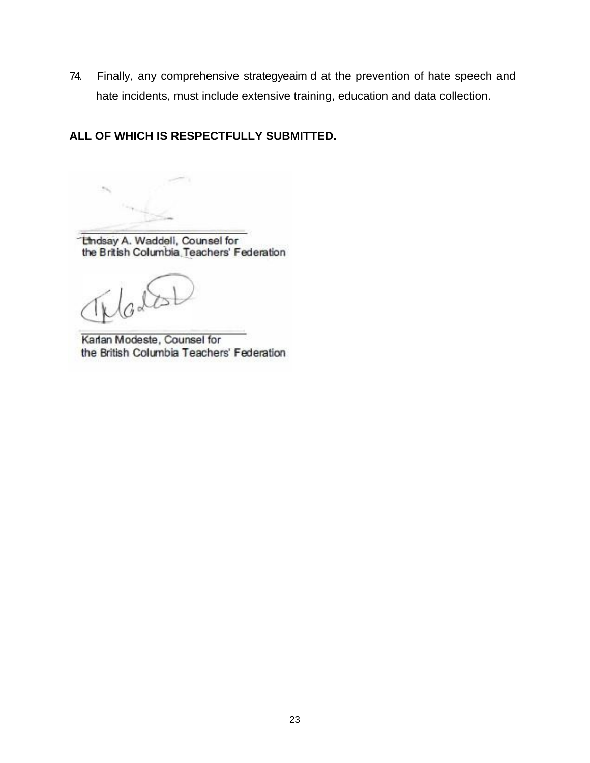74. Finally, any comprehensive strategyeaim d at the prevention of hate speech and hate incidents, must include extensive training, education and data collection.

**ALL OF WHICH IS RESPECTFULLY SUBMITTED.**

Lindsay A. Waddell, Counsel for
the British Columbia Teachers' Federation

Karlan Modeste, Counsel for
the British Columbia Teachers' Federation